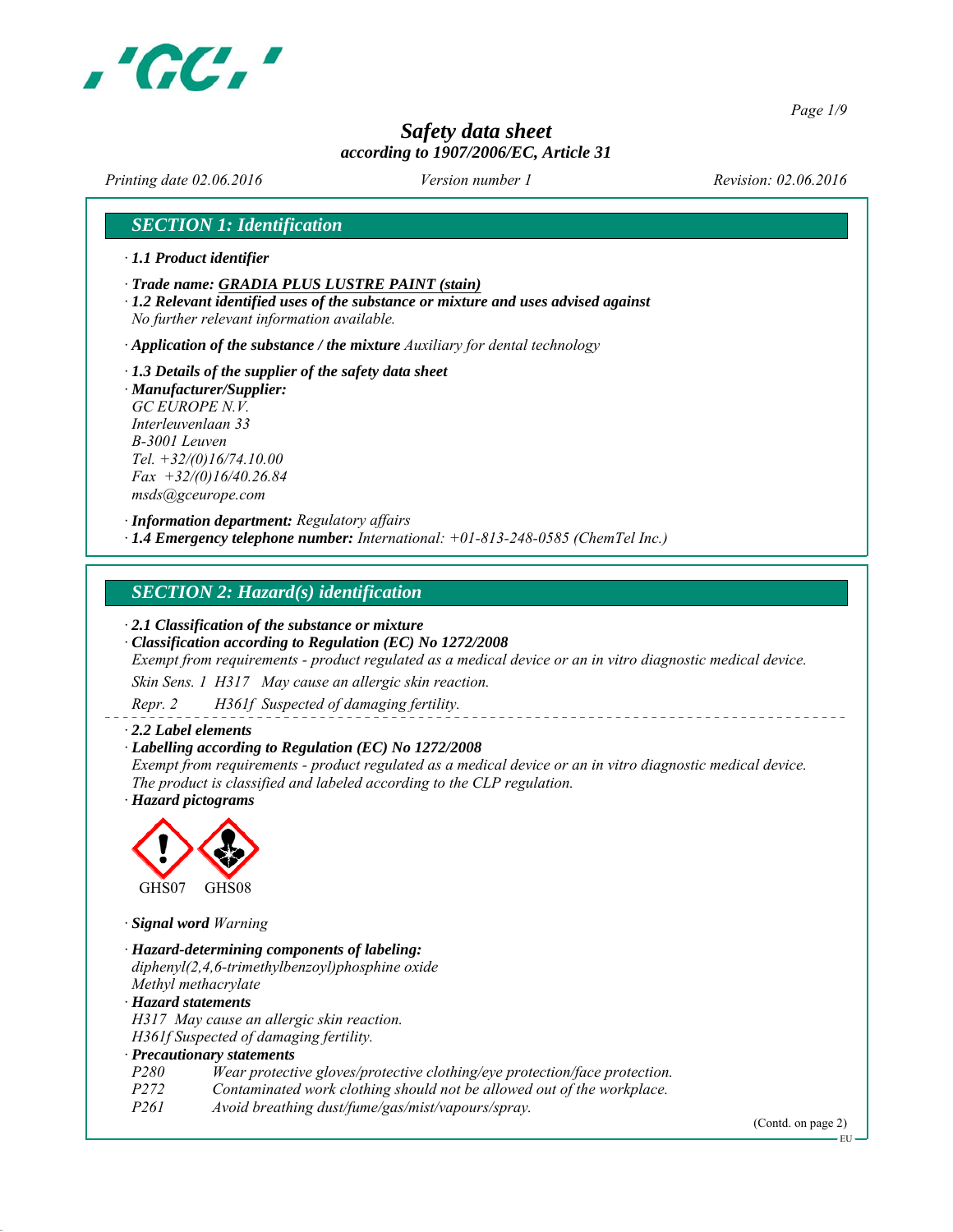# Safety data sheet

*according to 1907/2006/EC, Article 31*

*Printing date 02.06.2016* *Version number 1* *Revision: 02.06.2016*

## SECTION 1: Identification

· **1.1 Product identifier**

· **Trade name: GRADIA PLUS LUSTRE PAINT (stain)**

· **1.2 Relevant identified uses of the substance or mixture and uses advised against**
*No further relevant information available.*

· **Application of the substance / the mixture** *Auxiliary for dental technology*

· **1.3 Details of the supplier of the safety data sheet**

· **Manufacturer/Supplier:**
*GC EUROPE N.V.*
*Interleuvenlaan 33*
*B-3001 Leuven*
*Tel. +32/(0)16/74.10.00*
*Fax +32/(0)16/40.26.84*
*msds@gceurope.com*

· **Information department:** *Regulatory affairs*

· **1.4 Emergency telephone number:** *International: +01-813-248-0585 (ChemTel Inc.)*

## SECTION 2: Hazard(s) identification

· **2.1 Classification of the substance or mixture**

· **Classification according to Regulation (EC) No 1272/2008**
*Exempt from requirements - product regulated as a medical device or an in vitro diagnostic medical device.*

*Skin Sens. 1 H317 May cause an allergic skin reaction.*

*Repr. 2 H361f Suspected of damaging fertility.*

· **2.2 Label elements**

· **Labelling according to Regulation (EC) No 1272/2008**
*Exempt from requirements - product regulated as a medical device or an in vitro diagnostic medical device.*
*The product is classified and labeled according to the CLP regulation.*

· **Hazard pictograms**

GHS07 GHS08

· **Signal word** *Warning*

· **Hazard-determining components of labeling:**
*diphenyl(2,4,6-trimethylbenzoyl)phosphine oxide*
*Methyl methacrylate*

· **Hazard statements**
*H317 May cause an allergic skin reaction.*
*H361f Suspected of damaging fertility.*

· **Precautionary statements**

| | |
|---|---|
| P280 | Wear protective gloves/protective clothing/eye protection/face protection. |
| P272 | Contaminated work clothing should not be allowed out of the workplace. |
| P261 | Avoid breathing dust/fume/gas/mist/vapours/spray. |

(Contd. on page 2)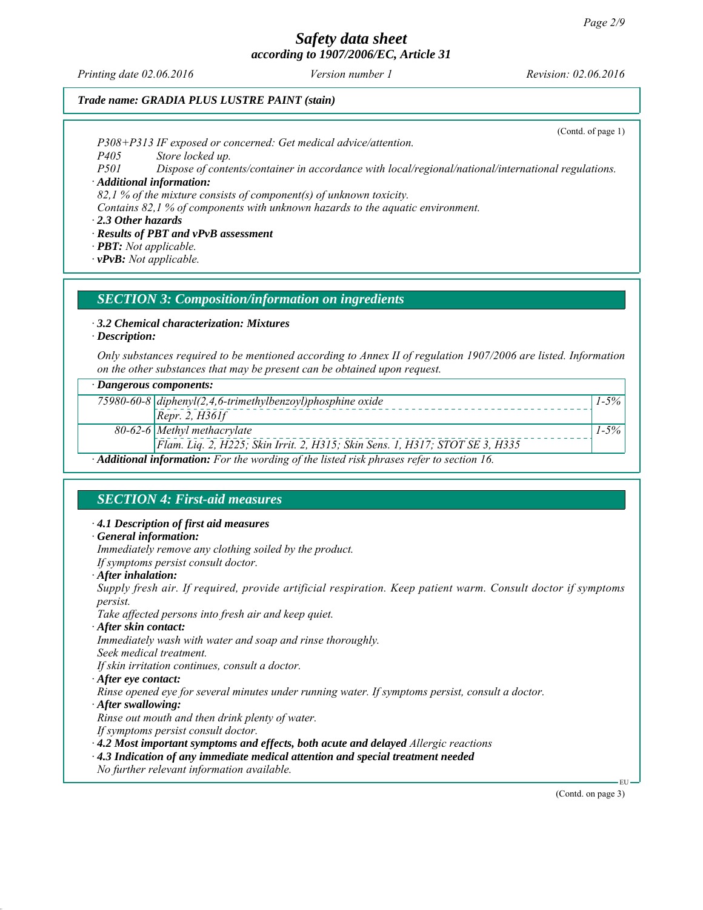*(Contd. of page 1)*

P308+P313 IF exposed or concerned: Get medical advice/attention.
P405 Store locked up.
P501 Dispose of contents/container in accordance with local/regional/national/international regulations.

· **Additional information:**
82,1 % of the mixture consists of component(s) of unknown toxicity.
Contains 82,1 % of components with unknown hazards to the aquatic environment.

· **2.3 Other hazards**
· **Results of PBT and vPvB assessment**
· **PBT:** Not applicable.
· **vPvB:** Not applicable.

## SECTION 3: Composition/information on ingredients

· **3.2 Chemical characterization: Mixtures**
· **Description:**

Only substances required to be mentioned according to Annex II of regulation 1907/2006 are listed. Information on the other substances that may be present can be obtained upon request.

| · **Dangerous components:** | | |
|---|---|---|
| 75980-60-8 | diphenyl(2,4,6-trimethylbenzoyl)phosphine oxide<br>Repr. 2, H361f | 1-5% |
| 80-62-6 | Methyl methacrylate<br>Flam. Liq. 2, H225; Skin Irrit. 2, H315; Skin Sens. 1, H317; STOT SE 3, H335 | 1-5% |

· **Additional information:** For the wording of the listed risk phrases refer to section 16.

## SECTION 4: First-aid measures

· **4.1 Description of first aid measures**
· **General information:**
Immediately remove any clothing soiled by the product.
If symptoms persist consult doctor.
· **After inhalation:**
Supply fresh air. If required, provide artificial respiration. Keep patient warm. Consult doctor if symptoms persist.
Take affected persons into fresh air and keep quiet.
· **After skin contact:**
Immediately wash with water and soap and rinse thoroughly.
Seek medical treatment.
If skin irritation continues, consult a doctor.
· **After eye contact:**
Rinse opened eye for several minutes under running water. If symptoms persist, consult a doctor.
· **After swallowing:**
Rinse out mouth and then drink plenty of water.
If symptoms persist consult doctor.
· **4.2 Most important symptoms and effects, both acute and delayed** Allergic reactions
· **4.3 Indication of any immediate medical attention and special treatment needed**
No further relevant information available.

*(Contd. on page 3)*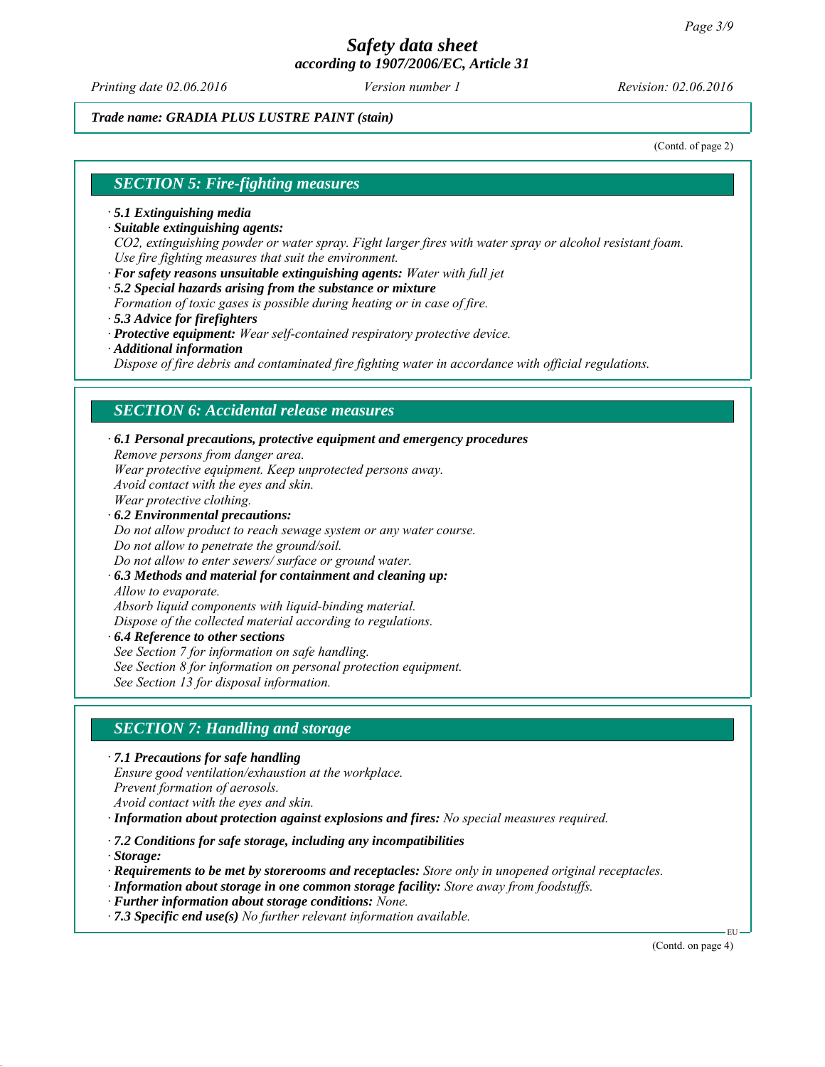*Trade name: GRADIA PLUS LUSTRE PAINT (stain)*

(Contd. of page 2)

## SECTION 5: Fire-fighting measures

· **5.1 Extinguishing media**
· **Suitable extinguishing agents:**
*$CO_2$, extinguishing powder or water spray. Fight larger fires with water spray or alcohol resistant foam. Use fire fighting measures that suit the environment.*
· **For safety reasons unsuitable extinguishing agents:** *Water with full jet*
· **5.2 Special hazards arising from the substance or mixture**
*Formation of toxic gases is possible during heating or in case of fire.*
· **5.3 Advice for firefighters**
· **Protective equipment:** *Wear self-contained respiratory protective device.*
· **Additional information**
*Dispose of fire debris and contaminated fire fighting water in accordance with official regulations.*

## SECTION 6: Accidental release measures

· **6.1 Personal precautions, protective equipment and emergency procedures**
*Remove persons from danger area.*
*Wear protective equipment. Keep unprotected persons away.*
*Avoid contact with the eyes and skin.*
*Wear protective clothing.*
· **6.2 Environmental precautions:**
*Do not allow product to reach sewage system or any water course.*
*Do not allow to penetrate the ground/soil.*
*Do not allow to enter sewers/ surface or ground water.*
· **6.3 Methods and material for containment and cleaning up:**
*Allow to evaporate.*
*Absorb liquid components with liquid-binding material.*
*Dispose of the collected material according to regulations.*
· **6.4 Reference to other sections**
*See Section 7 for information on safe handling.*
*See Section 8 for information on personal protection equipment.*
*See Section 13 for disposal information.*

## SECTION 7: Handling and storage

· **7.1 Precautions for safe handling**
*Ensure good ventilation/exhaustion at the workplace.*
*Prevent formation of aerosols.*
*Avoid contact with the eyes and skin.*
· **Information about protection against explosions and fires:** *No special measures required.*

· **7.2 Conditions for safe storage, including any incompatibilities**
· **Storage:**
· **Requirements to be met by storerooms and receptacles:** *Store only in unopened original receptacles.*
· **Information about storage in one common storage facility:** *Store away from foodstuffs.*
· **Further information about storage conditions:** *None.*
· **7.3 Specific end use(s)** *No further relevant information available.*

(Contd. on page 4)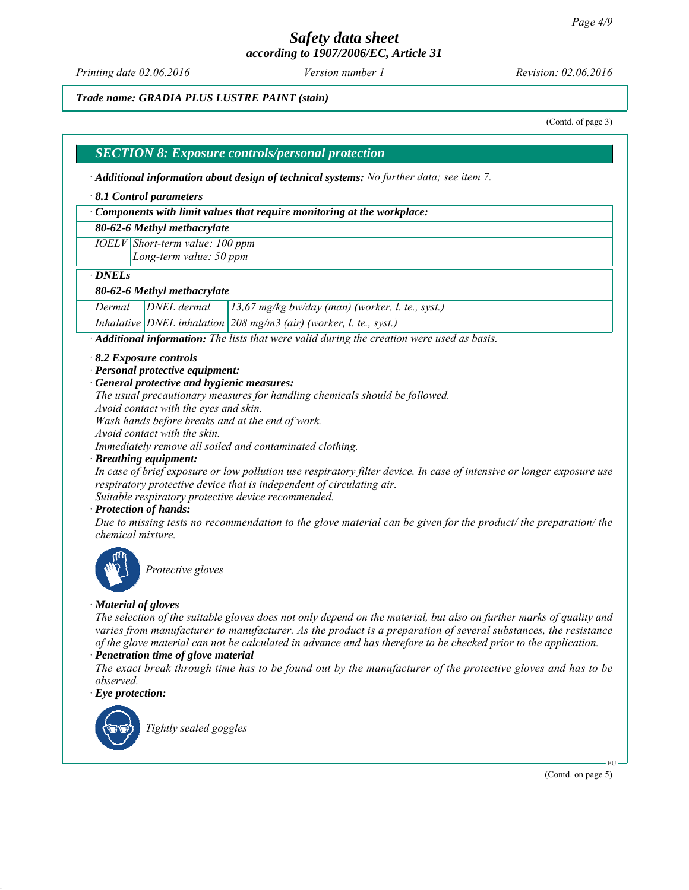*Trade name: GRADIA PLUS LUSTRE PAINT (stain)*

(Contd. of page 3)

## *SECTION 8: Exposure controls/personal protection*

· ***Additional information about design of technical systems:*** *No further data; see item 7.*

· ***8.1 Control parameters***

| · ***Components with limit values that require monitoring at the workplace:*** | |
|---|---|
| ***80-62-6 Methyl methacrylate*** | |
| *IOELV* | *Short-term value: 100 ppm*<br>*Long-term value: 50 ppm* |

| · ***DNELs*** | | |
|---|---|---|
| ***80-62-6 Methyl methacrylate*** | | |
| *Dermal* | *DNEL dermal* | *13,67 mg/kg bw/day (man) (worker, l. te., syst.)* |
| *Inhalative* | *DNEL inhalation* | *208 mg/m3 (air) (worker, l. te., syst.)* |

· ***Additional information:*** *The lists that were valid during the creation were used as basis.*

· ***8.2 Exposure controls***

· ***Personal protective equipment:***

· ***General protective and hygienic measures:***

*The usual precautionary measures for handling chemicals should be followed.*
*Avoid contact with the eyes and skin.*
*Wash hands before breaks and at the end of work.*
*Avoid contact with the skin.*
*Immediately remove all soiled and contaminated clothing.*

· ***Breathing equipment:***

*In case of brief exposure or low pollution use respiratory filter device. In case of intensive or longer exposure use respiratory protective device that is independent of circulating air.*
*Suitable respiratory protective device recommended.*

· ***Protection of hands:***

*Due to missing tests no recommendation to the glove material can be given for the product/ the preparation/ the chemical mixture.*

*Protective gloves*

· ***Material of gloves***

*The selection of the suitable gloves does not only depend on the material, but also on further marks of quality and varies from manufacturer to manufacturer. As the product is a preparation of several substances, the resistance of the glove material can not be calculated in advance and has therefore to be checked prior to the application.*

· ***Penetration time of glove material***

*The exact break through time has to be found out by the manufacturer of the protective gloves and has to be observed.*

· ***Eye protection:***

*Tightly sealed goggles*

(Contd. on page 5)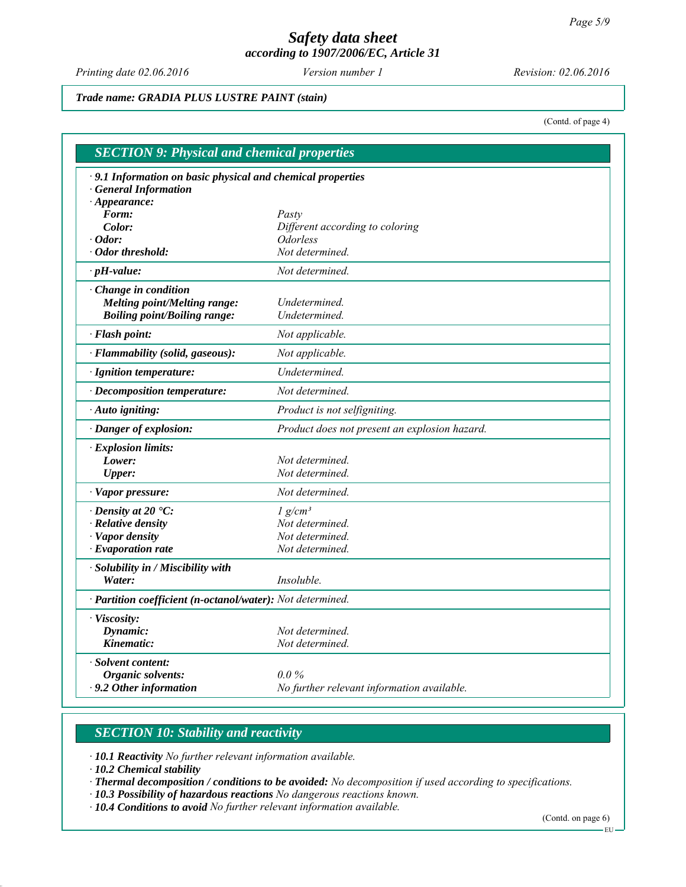*Trade name: GRADIA PLUS LUSTRE PAINT (stain)*

(Contd. of page 4)

## SECTION 9: Physical and chemical properties

· **9.1 Information on basic physical and chemical properties**
· **General Information**
· **Appearance:**

| | |
|---|---|
| **Form:** | Pasty |
| **Color:** | Different according to coloring |
| · **Odor:** | Odorless |
| · **Odor threshold:** | Not determined. |
| · **pH-value:** | Not determined. |
| · **Change in condition** | |
| **Melting point/Melting range:** | Undetermined. |
| **Boiling point/Boiling range:** | Undetermined. |
| · **Flash point:** | Not applicable. |
| · **Flammability (solid, gaseous):** | Not applicable. |
| · **Ignition temperature:** | Undetermined. |
| · **Decomposition temperature:** | Not determined. |
| · **Auto igniting:** | Product is not selfigniting. |
| · **Danger of explosion:** | Product does not present an explosion hazard. |
| · **Explosion limits:** | |
| **Lower:** | Not determined. |
| **Upper:** | Not determined. |
| · **Vapor pressure:** | Not determined. |
| · **Density at 20 °C:** | 1 g/cm³ |
| · **Relative density** | Not determined. |
| · **Vapor density** | Not determined. |
| · **Evaporation rate** | Not determined. |
| · **Solubility in / Miscibility with** | |
| **Water:** | Insoluble. |
| · **Partition coefficient (n-octanol/water):** | Not determined. |
| · **Viscosity:** | |
| **Dynamic:** | Not determined. |
| **Kinematic:** | Not determined. |
| · **Solvent content:** | |
| **Organic solvents:** | 0.0 % |
| · **9.2 Other information** | No further relevant information available. |

## SECTION 10: Stability and reactivity

· **10.1 Reactivity** No further relevant information available.
· **10.2 Chemical stability**
· **Thermal decomposition / conditions to be avoided:** No decomposition if used according to specifications.
· **10.3 Possibility of hazardous reactions** No dangerous reactions known.
· **10.4 Conditions to avoid** No further relevant information available.

(Contd. on page 6)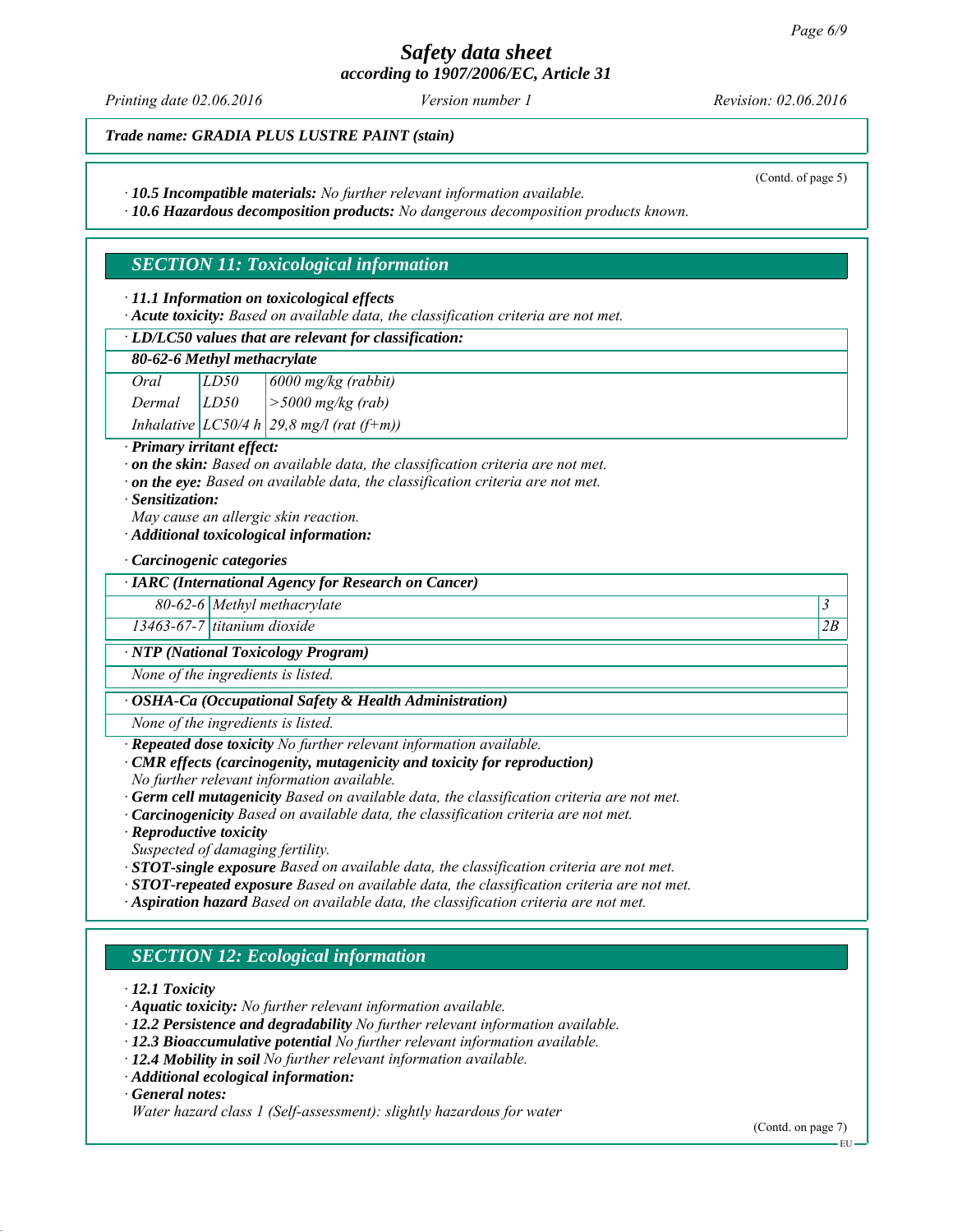*Trade name: GRADIA PLUS LUSTRE PAINT (stain)*

(Contd. of page 5)

· **10.5 Incompatible materials:** *No further relevant information available.*
· **10.6 Hazardous decomposition products:** *No dangerous decomposition products known.*

## SECTION 11: Toxicological information

· **11.1 Information on toxicological effects**
· **Acute toxicity:** *Based on available data, the classification criteria are not met.*

| · LD/LC50 values that are relevant for classification: | | |
|---|---|---|
| **80-62-6 Methyl methacrylate** | | |
| Oral | LD50 | 6000 mg/kg (rabbit) |
| Dermal | LD50 | >5000 mg/kg (rab) |
| Inhalative | LC50/4 h | 29,8 mg/l (rat (f+m)) |

· **Primary irritant effect:**
· **on the skin:** *Based on available data, the classification criteria are not met.*
· **on the eye:** *Based on available data, the classification criteria are not met.*
· **Sensitization:**
*May cause an allergic skin reaction.*
· **Additional toxicological information:**

· **Carcinogenic categories**

| · IARC (International Agency for Research on Cancer) | | |
|---|---|---|
| 80-62-6 | Methyl methacrylate | 3 |
| 13463-67-7 | titanium dioxide | 2B |

| · NTP (National Toxicology Program) |
|---|
| None of the ingredients is listed. |

| · OSHA-Ca (Occupational Safety & Health Administration) |
|---|
| None of the ingredients is listed. |

· **Repeated dose toxicity** *No further relevant information available.*
· **CMR effects (carcinogenity, mutagenicity and toxicity for reproduction)**
*No further relevant information available.*
· **Germ cell mutagenicity** *Based on available data, the classification criteria are not met.*
· **Carcinogenicity** *Based on available data, the classification criteria are not met.*
· **Reproductive toxicity**
*Suspected of damaging fertility.*
· **STOT-single exposure** *Based on available data, the classification criteria are not met.*
· **STOT-repeated exposure** *Based on available data, the classification criteria are not met.*
· **Aspiration hazard** *Based on available data, the classification criteria are not met.*

## SECTION 12: Ecological information

· **12.1 Toxicity**
· **Aquatic toxicity:** *No further relevant information available.*
· **12.2 Persistence and degradability** *No further relevant information available.*
· **12.3 Bioaccumulative potential** *No further relevant information available.*
· **12.4 Mobility in soil** *No further relevant information available.*
· **Additional ecological information:**
· **General notes:**
*Water hazard class 1 (Self-assessment): slightly hazardous for water*

(Contd. on page 7)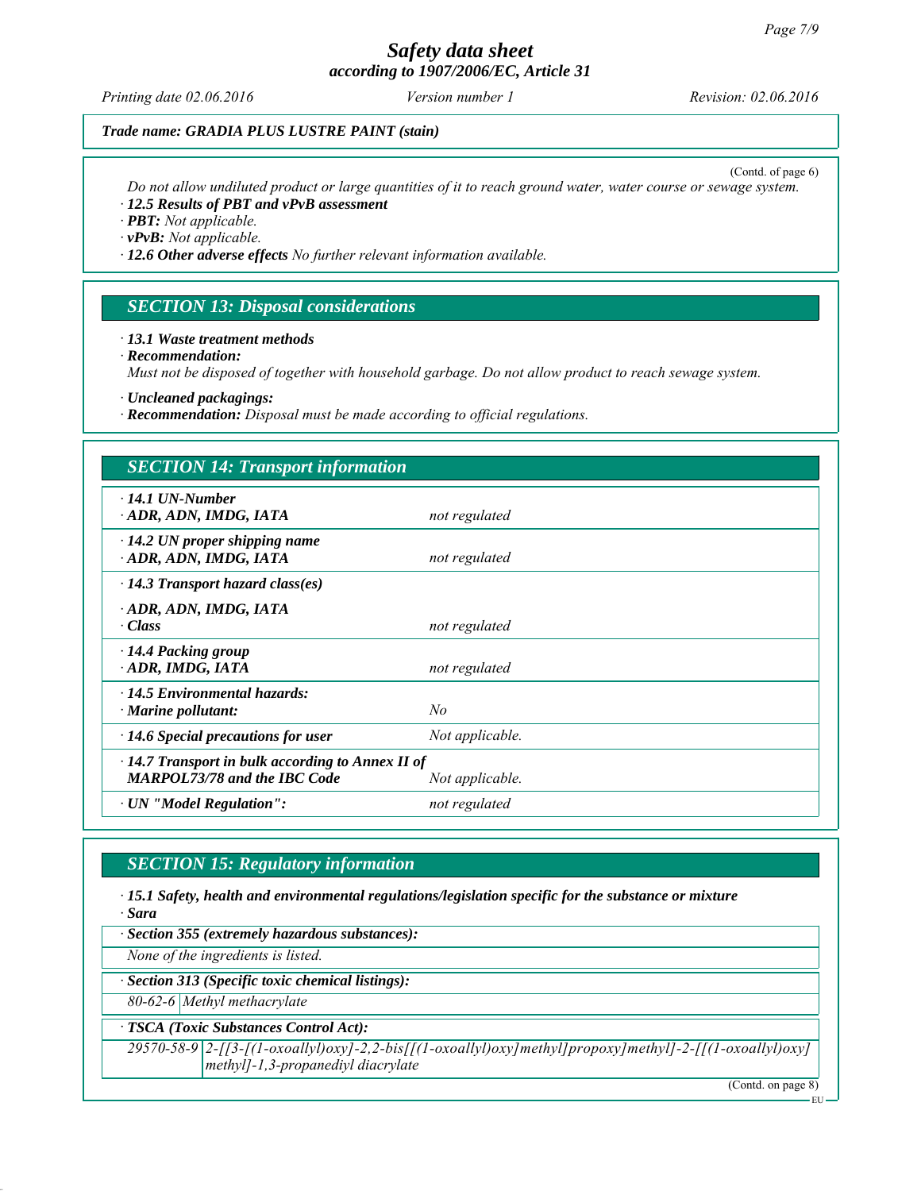**Trade name: GRADIA PLUS LUSTRE PAINT (stain)**

(Contd. of page 6)

*Do not allow undiluted product or large quantities of it to reach ground water, water course or sewage system.*

· **12.5 Results of PBT and vPvB assessment**
· **PBT:** Not applicable.
· **vPvB:** Not applicable.
· **12.6 Other adverse effects** No further relevant information available.

## SECTION 13: Disposal considerations

· **13.1 Waste treatment methods**
· **Recommendation:**
Must not be disposed of together with household garbage. Do not allow product to reach sewage system.

· **Uncleaned packagings:**
· **Recommendation:** Disposal must be made according to official regulations.

## SECTION 14: Transport information

| | |
|---|---|
| · **14.1 UN-Number**<br>· **ADR, ADN, IMDG, IATA** | not regulated |
| · **14.2 UN proper shipping name**<br>· **ADR, ADN, IMDG, IATA** | not regulated |
| · **14.3 Transport hazard class(es)** | |
| · **ADR, ADN, IMDG, IATA**<br>· **Class** | not regulated |
| · **14.4 Packing group**<br>· **ADR, IMDG, IATA** | not regulated |
| · **14.5 Environmental hazards:**<br>· **Marine pollutant:** | No |
| · **14.6 Special precautions for user** | Not applicable. |
| · **14.7 Transport in bulk according to Annex II of MARPOL73/78 and the IBC Code** | Not applicable. |
| · **UN "Model Regulation":** | not regulated |

## SECTION 15: Regulatory information

· **15.1 Safety, health and environmental regulations/legislation specific for the substance or mixture**
· **Sara**

· **Section 355 (extremely hazardous substances):**

None of the ingredients is listed.

· **Section 313 (Specific toxic chemical listings):**

| | |
|---|---|
| 80-62-6 | Methyl methacrylate |

· **TSCA (Toxic Substances Control Act):**

| | |
|---|---|
| 29570-58-9 | 2-[[3-[(1-oxoallyl)oxy]-2,2-bis[[(1-oxoallyl)oxy]methyl]propoxy]methyl]-2-[[(1-oxoallyl)oxy]methyl]-1,3-propanediyl diacrylate |

(Contd. on page 8)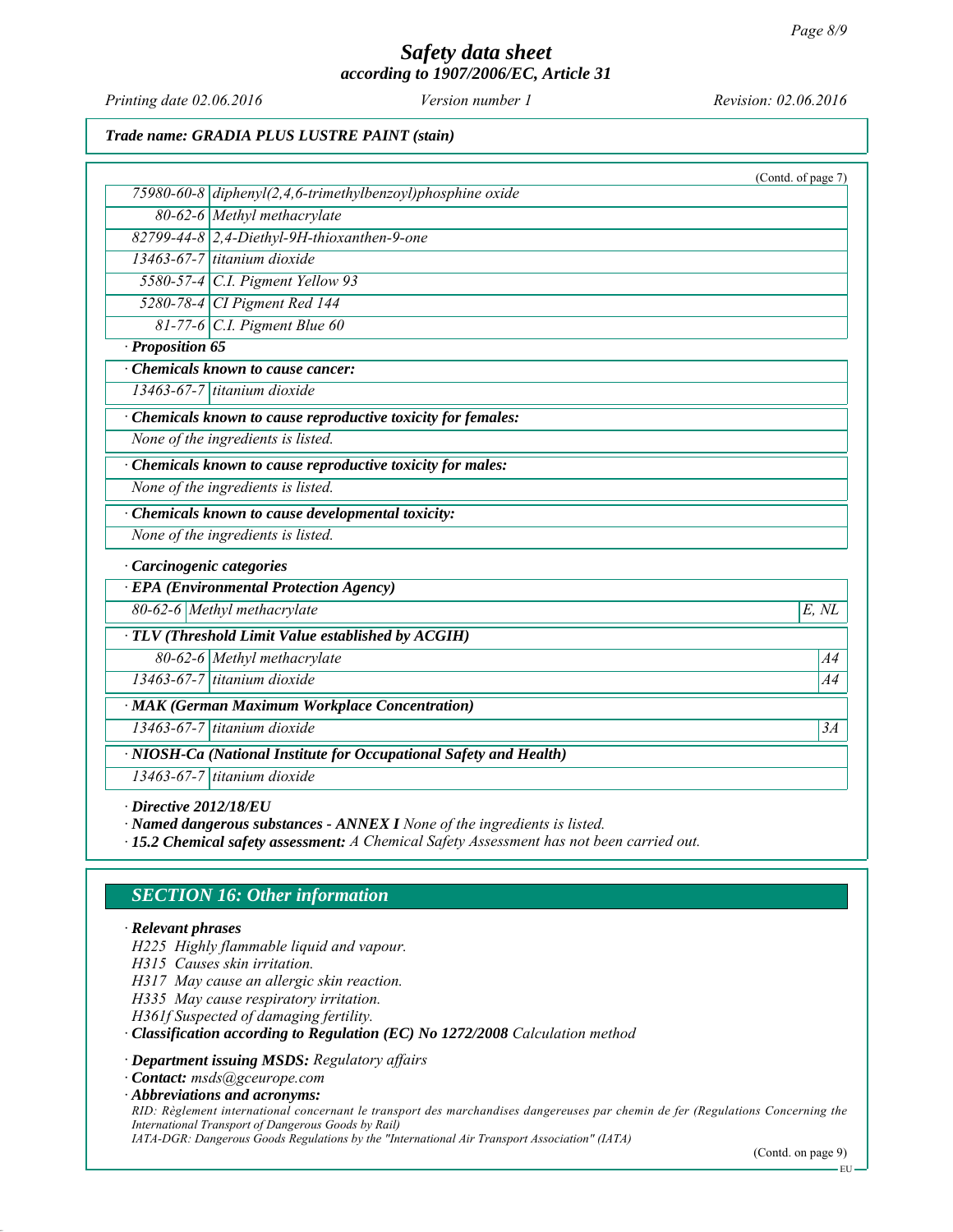*Trade name: GRADIA PLUS LUSTRE PAINT (stain)*

(Contd. of page 7)

| | |
|---|---|
| 75980-60-8 | diphenyl(2,4,6-trimethylbenzoyl)phosphine oxide |
| 80-62-6 | Methyl methacrylate |
| 82799-44-8 | 2,4-Diethyl-9H-thioxanthen-9-one |
| 13463-67-7 | titanium dioxide |
| 5580-57-4 | C.I. Pigment Yellow 93 |
| 5280-78-4 | CI Pigment Red 144 |
| 81-77-6 | C.I. Pigment Blue 60 |

· **Proposition 65**

· **Chemicals known to cause cancer:**

| | |
|---|---|
| 13463-67-7 | titanium dioxide |

· **Chemicals known to cause reproductive toxicity for females:**

None of the ingredients is listed.

· **Chemicals known to cause reproductive toxicity for males:**

None of the ingredients is listed.

· **Chemicals known to cause developmental toxicity:**

None of the ingredients is listed.

· **Carcinogenic categories**

· **EPA (Environmental Protection Agency)**

| | | |
|---|---|---|
| 80-62-6 | Methyl methacrylate | E, NL |

· **TLV (Threshold Limit Value established by ACGIH)**

| | | |
|---|---|---|
| 80-62-6 | Methyl methacrylate | A4 |
| 13463-67-7 | titanium dioxide | A4 |

· **MAK (German Maximum Workplace Concentration)**

| | | |
|---|---|---|
| 13463-67-7 | titanium dioxide | 3A |

· **NIOSH-Ca (National Institute for Occupational Safety and Health)**

| | |
|---|---|
| 13463-67-7 | titanium dioxide |

· **Directive 2012/18/EU**

· **Named dangerous substances - ANNEX I** None of the ingredients is listed.

· **15.2 Chemical safety assessment:** A Chemical Safety Assessment has not been carried out.

## SECTION 16: Other information

· **Relevant phrases**

H225 Highly flammable liquid and vapour.
H315 Causes skin irritation.
H317 May cause an allergic skin reaction.
H335 May cause respiratory irritation.
H361f Suspected of damaging fertility.

· **Classification according to Regulation (EC) No 1272/2008** Calculation method

· **Department issuing MSDS:** Regulatory affairs

· **Contact:** msds@gceurope.com

· **Abbreviations and acronyms:**

RID: Règlement international concernant le transport des marchandises dangereuses par chemin de fer (Regulations Concerning the International Transport of Dangerous Goods by Rail)
IATA-DGR: Dangerous Goods Regulations by the "International Air Transport Association" (IATA)

(Contd. on page 9)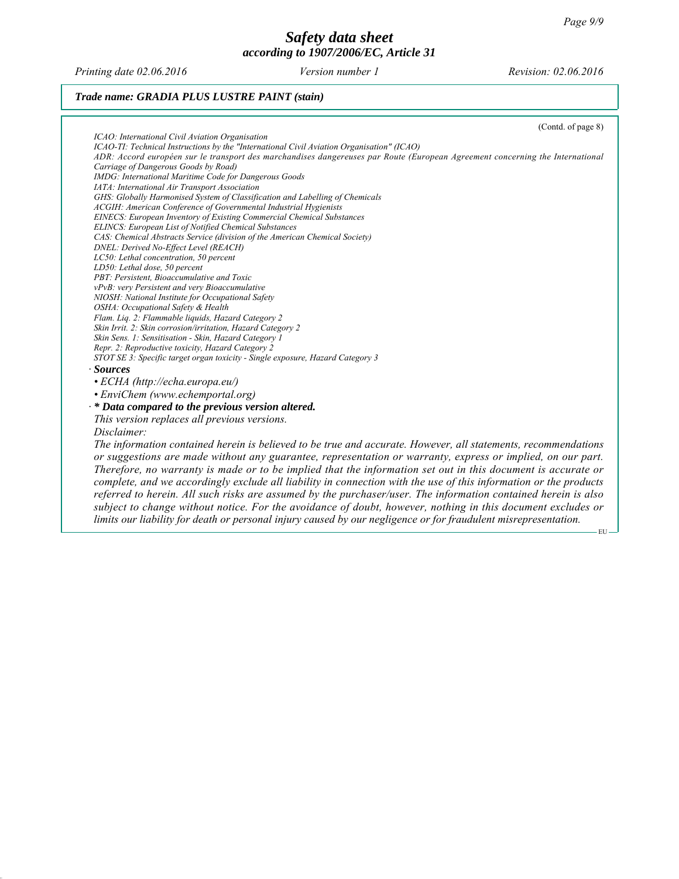(Contd. of page 8)

*ICAO: International Civil Aviation Organisation*
*ICAO-TI: Technical Instructions by the "International Civil Aviation Organisation" (ICAO)*
*ADR: Accord européen sur le transport des marchandises dangereuses par Route (European Agreement concerning the International Carriage of Dangerous Goods by Road)*
*IMDG: International Maritime Code for Dangerous Goods*
*IATA: International Air Transport Association*
*GHS: Globally Harmonised System of Classification and Labelling of Chemicals*
*ACGIH: American Conference of Governmental Industrial Hygienists*
*EINECS: European Inventory of Existing Commercial Chemical Substances*
*ELINCS: European List of Notified Chemical Substances*
*CAS: Chemical Abstracts Service (division of the American Chemical Society)*
*DNEL: Derived No-Effect Level (REACH)*
*LC50: Lethal concentration, 50 percent*
*LD50: Lethal dose, 50 percent*
*PBT: Persistent, Bioaccumulative and Toxic*
*vPvB: very Persistent and very Bioaccumulative*
*NIOSH: National Institute for Occupational Safety*
*OSHA: Occupational Safety & Health*
*Flam. Liq. 2: Flammable liquids, Hazard Category 2*
*Skin Irrit. 2: Skin corrosion/irritation, Hazard Category 2*
*Skin Sens. 1: Sensitisation - Skin, Hazard Category 1*
*Repr. 2: Reproductive toxicity, Hazard Category 2*
*STOT SE 3: Specific target organ toxicity - Single exposure, Hazard Category 3*

· ***Sources***

- *ECHA (http://echa.europa.eu/)*
- *EnviChem (www.echemportal.org)*

· ***\* Data compared to the previous version altered.***

*This version replaces all previous versions.*

*Disclaimer:*

*The information contained herein is believed to be true and accurate. However, all statements, recommendations or suggestions are made without any guarantee, representation or warranty, express or implied, on our part. Therefore, no warranty is made or to be implied that the information set out in this document is accurate or complete, and we accordingly exclude all liability in connection with the use of this information or the products referred to herein. All such risks are assumed by the purchaser/user. The information contained herein is also subject to change without notice. For the avoidance of doubt, however, nothing in this document excludes or limits our liability for death or personal injury caused by our negligence or for fraudulent misrepresentation.*

EU